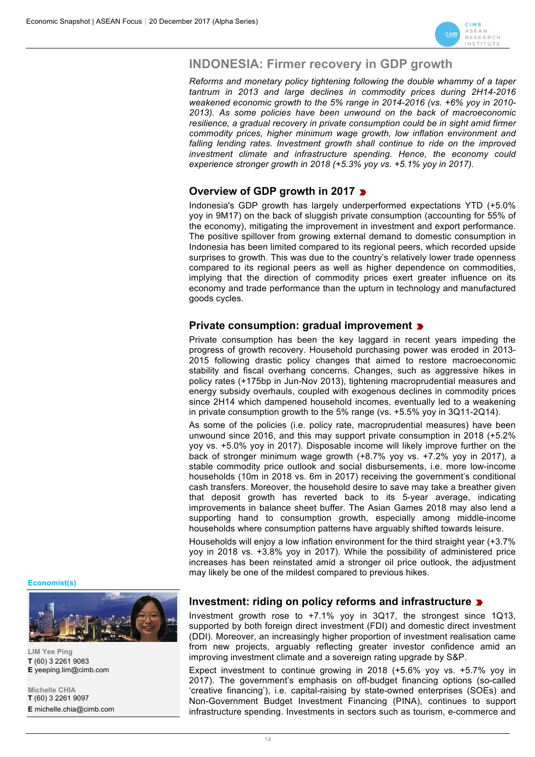# INDONESIA: Firmer recovery in GDP growth

*Reforms and monetary policy tightening following the double whammy of a taper tantrum in 2013 and large declines in commodity prices during 2H14-2016 weakened economic growth to the 5% range in 2014-2016 (vs. +6% yoy in 2010-2013). As some policies have been unwound on the back of macroeconomic resilience, a gradual recovery in private consumption could be in sight amid firmer commodity prices, higher minimum wage growth, low inflation environment and falling lending rates. Investment growth shall continue to ride on the improved investment climate and infrastructure spending. Hence, the economy could experience stronger growth in 2018 (+5.3% yoy vs. +5.1% yoy in 2017).*

## Overview of GDP growth in 2017

Indonesia's GDP growth has largely underperformed expectations YTD (+5.0% yoy in 9M17) on the back of sluggish private consumption (accounting for 55% of the economy), mitigating the improvement in investment and export performance. The positive spillover from growing external demand to domestic consumption in Indonesia has been limited compared to its regional peers, which recorded upside surprises to growth. This was due to the country's relatively lower trade openness compared to its regional peers as well as higher dependence on commodities, implying that the direction of commodity prices exert greater influence on its economy and trade performance than the upturn in technology and manufactured goods cycles.

## Private consumption: gradual improvement

Private consumption has been the key laggard in recent years impeding the progress of growth recovery. Household purchasing power was eroded in 2013-2015 following drastic policy changes that aimed to restore macroeconomic stability and fiscal overhang concerns. Changes, such as aggressive hikes in policy rates (+175bp in Jun-Nov 2013), tightening macroprudential measures and energy subsidy overhauls, coupled with exogenous declines in commodity prices since 2H14 which dampened household incomes, eventually led to a weakening in private consumption growth to the 5% range (vs. +5.5% yoy in 3Q11-2Q14).

As some of the policies (i.e. policy rate, macroprudential measures) have been unwound since 2016, and this may support private consumption in 2018 (+5.2% yoy vs. +5.0% yoy in 2017). Disposable income will likely improve further on the back of stronger minimum wage growth (+8.7% yoy vs. +7.2% yoy in 2017), a stable commodity price outlook and social disbursements, i.e. more low-income households (10m in 2018 vs. 6m in 2017) receiving the government's conditional cash transfers. Moreover, the household desire to save may take a breather given that deposit growth has reverted back to its 5-year average, indicating improvements in balance sheet buffer. The Asian Games 2018 may also lend a supporting hand to consumption growth, especially among middle-income households where consumption patterns have arguably shifted towards leisure.

Households will enjoy a low inflation environment for the third straight year (+3.7% yoy in 2018 vs. +3.8% yoy in 2017). While the possibility of administered price increases has been reinstated amid a stronger oil price outlook, the adjustment may likely be one of the mildest compared to previous hikes.

## Investment: riding on policy reforms and infrastructure

Investment growth rose to +7.1% yoy in 3Q17, the strongest since 1Q13, supported by both foreign direct investment (FDI) and domestic direct investment (DDI). Moreover, an increasingly higher proportion of investment realisation came from new projects, arguably reflecting greater investor confidence amid an improving investment climate and a sovereign rating upgrade by S&P.

Expect investment to continue growing in 2018 (+5.6% yoy vs. +5.7% yoy in 2017). The government's emphasis on off-budget financing options (so-called 'creative financing'), i.e. capital-raising by state-owned enterprises (SOEs) and Non-Government Budget Investment Financing (PINA), continues to support infrastructure spending. Investments in sectors such as tourism, e-commerce and

**Economist(s)**

LIM Yee Ping
**T** (60) 3 2261 9083
**E** yeeping.lim@cimb.com

Michelle CHIA
**T** (60) 3 2261 9097
**E** michelle.chia@cimb.com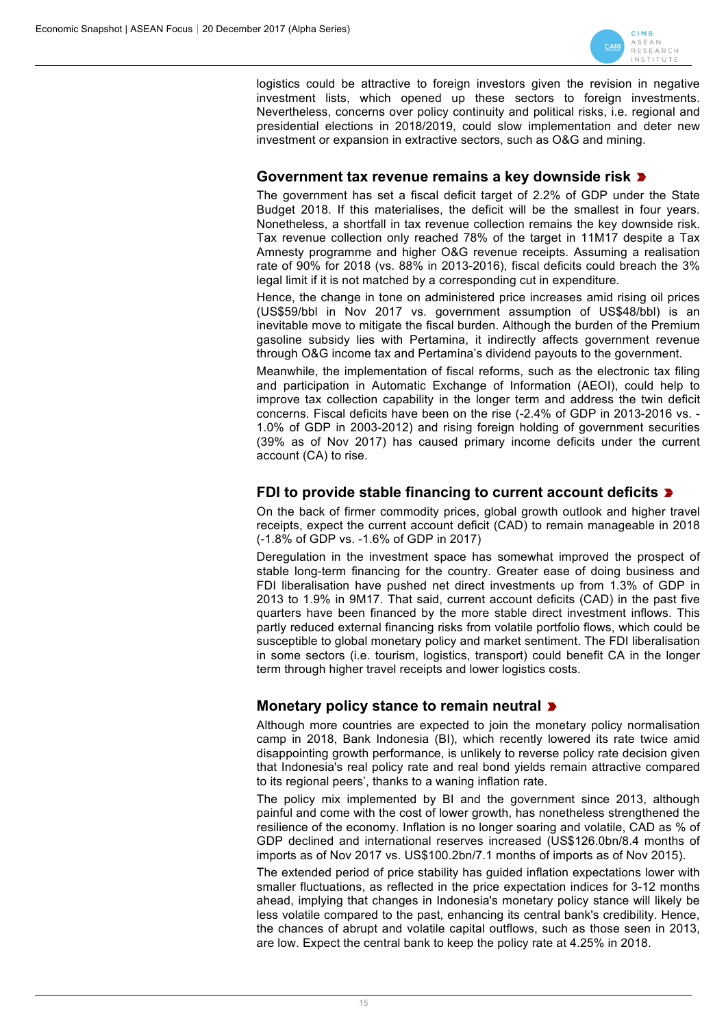logistics could be attractive to foreign investors given the revision in negative investment lists, which opened up these sectors to foreign investments. Nevertheless, concerns over policy continuity and political risks, i.e. regional and presidential elections in 2018/2019, could slow implementation and deter new investment or expansion in extractive sectors, such as O&G and mining.

## Government tax revenue remains a key downside risk

The government has set a fiscal deficit target of 2.2% of GDP under the State Budget 2018. If this materialises, the deficit will be the smallest in four years. Nonetheless, a shortfall in tax revenue collection remains the key downside risk. Tax revenue collection only reached 78% of the target in 11M17 despite a Tax Amnesty programme and higher O&G revenue receipts. Assuming a realisation rate of 90% for 2018 (vs. 88% in 2013-2016), fiscal deficits could breach the 3% legal limit if it is not matched by a corresponding cut in expenditure.

Hence, the change in tone on administered price increases amid rising oil prices (US$59/bbl in Nov 2017 vs. government assumption of US$48/bbl) is an inevitable move to mitigate the fiscal burden. Although the burden of the Premium gasoline subsidy lies with Pertamina, it indirectly affects government revenue through O&G income tax and Pertamina's dividend payouts to the government.

Meanwhile, the implementation of fiscal reforms, such as the electronic tax filing and participation in Automatic Exchange of Information (AEOI), could help to improve tax collection capability in the longer term and address the twin deficit concerns. Fiscal deficits have been on the rise (-2.4% of GDP in 2013-2016 vs. -1.0% of GDP in 2003-2012) and rising foreign holding of government securities (39% as of Nov 2017) has caused primary income deficits under the current account (CA) to rise.

## FDI to provide stable financing to current account deficits

On the back of firmer commodity prices, global growth outlook and higher travel receipts, expect the current account deficit (CAD) to remain manageable in 2018 (-1.8% of GDP vs. -1.6% of GDP in 2017)

Deregulation in the investment space has somewhat improved the prospect of stable long-term financing for the country. Greater ease of doing business and FDI liberalisation have pushed net direct investments up from 1.3% of GDP in 2013 to 1.9% in 9M17. That said, current account deficits (CAD) in the past five quarters have been financed by the more stable direct investment inflows. This partly reduced external financing risks from volatile portfolio flows, which could be susceptible to global monetary policy and market sentiment. The FDI liberalisation in some sectors (i.e. tourism, logistics, transport) could benefit CA in the longer term through higher travel receipts and lower logistics costs.

## Monetary policy stance to remain neutral

Although more countries are expected to join the monetary policy normalisation camp in 2018, Bank Indonesia (BI), which recently lowered its rate twice amid disappointing growth performance, is unlikely to reverse policy rate decision given that Indonesia's real policy rate and real bond yields remain attractive compared to its regional peers', thanks to a waning inflation rate.

The policy mix implemented by BI and the government since 2013, although painful and come with the cost of lower growth, has nonetheless strengthened the resilience of the economy. Inflation is no longer soaring and volatile, CAD as % of GDP declined and international reserves increased (US$126.0bn/8.4 months of imports as of Nov 2017 vs. US$100.2bn/7.1 months of imports as of Nov 2015).

The extended period of price stability has guided inflation expectations lower with smaller fluctuations, as reflected in the price expectation indices for 3-12 months ahead, implying that changes in Indonesia's monetary policy stance will likely be less volatile compared to the past, enhancing its central bank's credibility. Hence, the chances of abrupt and volatile capital outflows, such as those seen in 2013, are low. Expect the central bank to keep the policy rate at 4.25% in 2018.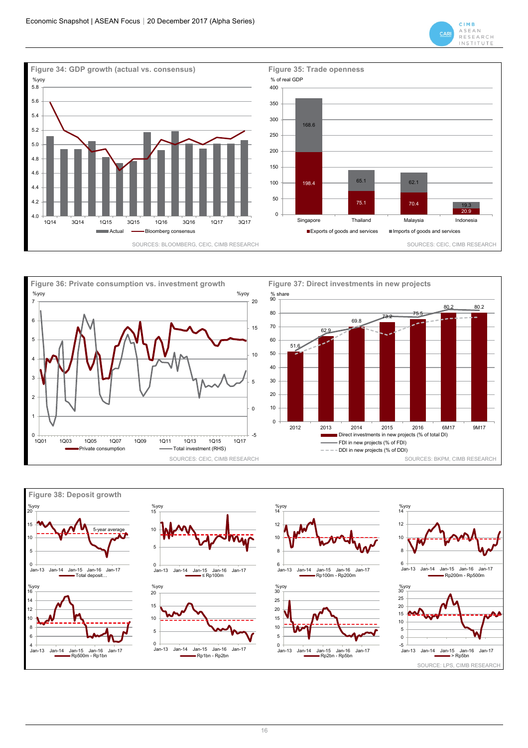### Figure 34: GDP growth (actual vs. consensus)

%yoy

Actual — Bloomberg consensus

SOURCES: BLOOMBERG, CEIC, CIMB RESEARCH

### Figure 35: Trade openness

% of real GDP

| | Exports of goods and services | Imports of goods and services |
|---|---|---|
| Singapore | 198.4 | 168.6 |
| Thailand | 75.1 | 65.1 |
| Malaysia | 70.4 | 62.1 |
| Indonesia | 20.9 | 19.3 |

SOURCES: CEIC, CIMB RESEARCH

### Figure 36: Private consumption vs. investment growth

%yoy — Private consumption; Total investment (RHS)

SOURCES: CEIC, CIMB RESEARCH

### Figure 37: Direct investments in new projects

% share

| | 2012 | 2013 | 2014 | 2015 | 2016 | 6M17 | 9M17 |
|---|---|---|---|---|---|---|---|
| Direct investments in new projects (% of total DI) | 51.6 | 62.9 | 69.8 | 73.2 | 75.5 | 80.2 | 80.2 |

FDI in new projects (% of FDI); DDI in new projects (% of DDI)

SOURCES: BKPM, CIMB RESEARCH

### Figure 38: Deposit growth

%yoy — Total deposit…; 5-year average; ≤ Rp100m; Rp100m - Rp200m; Rp200m - Rp500m; Rp500m - Rp1bn; Rp1bn - Rp2bn; Rp2bn - Rp5bn; > Rp5bn

SOURCE: LPS, CIMB RESEARCH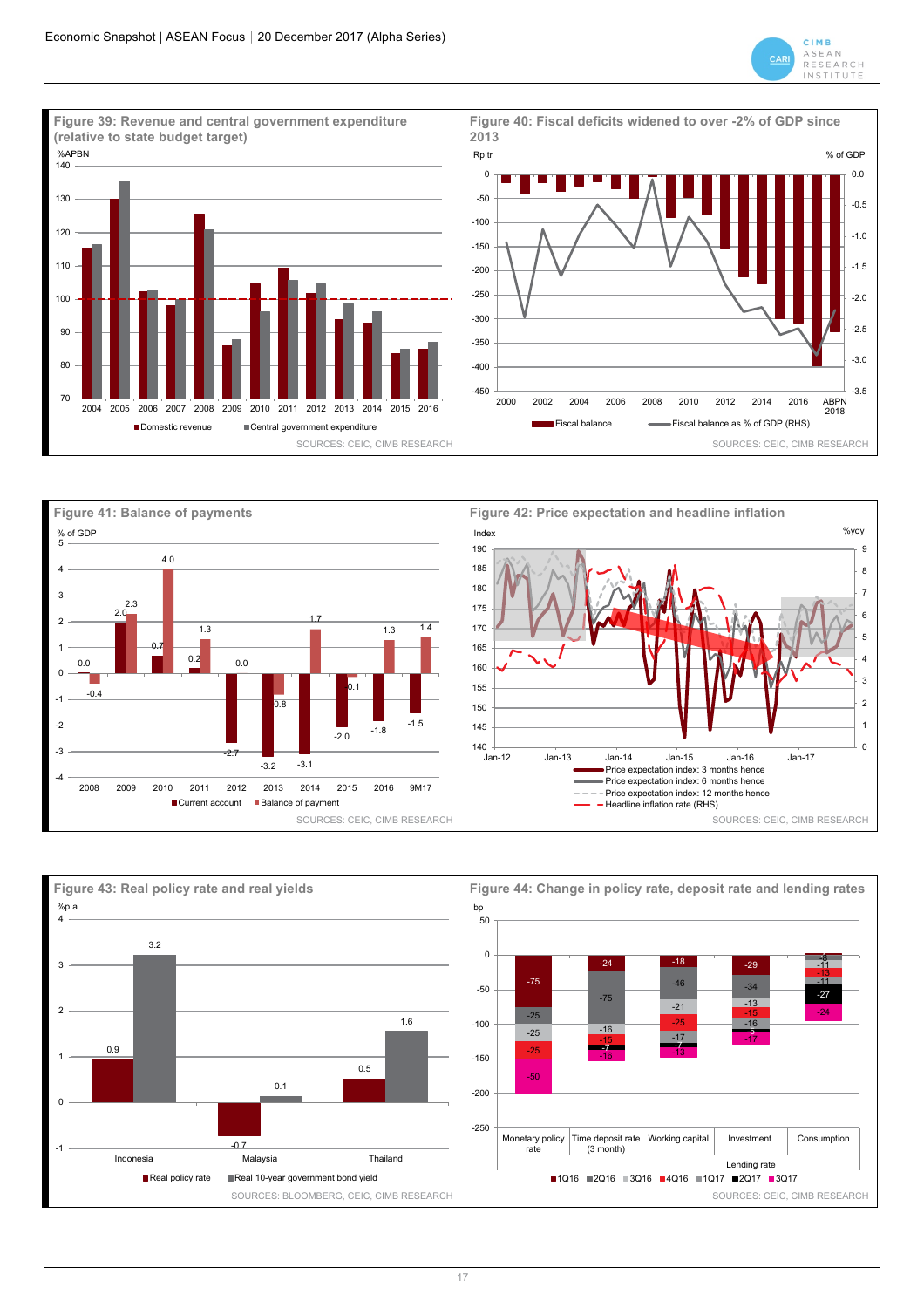**Figure 39: Revenue and central government expenditure (relative to state budget target)**

%APBN

| Year | Domestic revenue | Central government expenditure |
|---|---|---|

■Domestic revenue ■Central government expenditure

SOURCES: CEIC, CIMB RESEARCH

**Figure 40: Fiscal deficits widened to over -2% of GDP since 2013**

Rp tr / % of GDP

■Fiscal balance — Fiscal balance as % of GDP (RHS)

SOURCES: CEIC, CIMB RESEARCH

**Figure 41: Balance of payments**

% of GDP

| | 2008 | 2009 | 2010 | 2011 | 2012 | 2013 | 2014 | 2015 | 2016 | 9M17 |
|---|---|---|---|---|---|---|---|---|---|---|
| Current account | 0.0 | 2.0 | 0.7 | 0.2 | -2.7 | -3.2 | -3.1 | -2.0 | -1.8 | -1.5 |
| Balance of payment | -0.4 | 2.3 | 4.0 | 1.3 | 0.0 | -0.8 | 1.7 | -0.1 | 1.3 | 1.4 |

SOURCES: CEIC, CIMB RESEARCH

**Figure 42: Price expectation and headline inflation**

Index / %yoy

— Price expectation index: 3 months hence
— Price expectation index: 6 months hence
- - - Price expectation index: 12 months hence
- - - Headline inflation rate (RHS)

SOURCES: CEIC, CIMB RESEARCH

**Figure 43: Real policy rate and real yields**

%p.a.

| | Indonesia | Malaysia | Thailand |
|---|---|---|---|
| Real policy rate | 0.9 | -0.7 | 0.5 |
| Real 10-year government bond yield | 3.2 | 0.1 | 1.6 |

SOURCES: BLOOMBERG, CEIC, CIMB RESEARCH

**Figure 44: Change in policy rate, deposit rate and lending rates**

bp

| | Monetary policy rate | Time deposit rate (3 month) | Working capital (Lending rate) | Investment (Lending rate) | Consumption (Lending rate) |
|---|---|---|---|---|---|
| 1Q16 | -75 | -24 | -18 | -29 | -3 |
| 2Q16 | -25 | -75 | -46 | -34 | -8 |
| 3Q16 | -25 | -16 | -21 | -13 | -11 |
| 4Q16 | -25 | -15 | -25 | -15 | -13 |
| 1Q17 | | -7 | -17 | -16 | -11 |
| 2Q17 | | -7 | -7 | -5 | -27 |
| 3Q17 | -50 | -16 | -13 | -17 | -24 |

■1Q16 ■2Q16 ■3Q16 ■4Q16 ■1Q17 ■2Q17 ■3Q17

SOURCES: CEIC, CIMB RESEARCH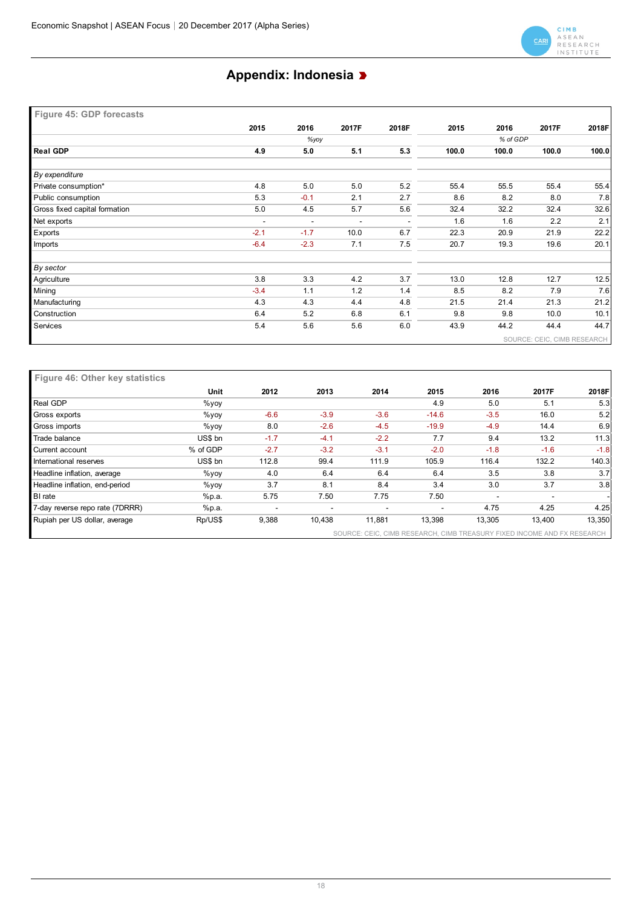## Appendix: Indonesia

**Figure 45: GDP forecasts**

| | 2015 | 2016 | 2017F | 2018F | 2015 | 2016 | 2017F | 2018F |
|---|---|---|---|---|---|---|---|---|
| | | *%yoy* | | | | *% of GDP* | | |
| **Real GDP** | **4.9** | **5.0** | **5.1** | **5.3** | **100.0** | **100.0** | **100.0** | **100.0** |
| *By expenditure* | | | | | | | | |
| Private consumption* | 4.8 | 5.0 | 5.0 | 5.2 | 55.4 | 55.5 | 55.4 | 55.4 |
| Public consumption | 5.3 | -0.1 | 2.1 | 2.7 | 8.6 | 8.2 | 8.0 | 7.8 |
| Gross fixed capital formation | 5.0 | 4.5 | 5.7 | 5.6 | 32.4 | 32.2 | 32.4 | 32.6 |
| Net exports | - | - | - | - | 1.6 | 1.6 | 2.2 | 2.1 |
| Exports | -2.1 | -1.7 | 10.0 | 6.7 | 22.3 | 20.9 | 21.9 | 22.2 |
| Imports | -6.4 | -2.3 | 7.1 | 7.5 | 20.7 | 19.3 | 19.6 | 20.1 |
| *By sector* | | | | | | | | |
| Agriculture | 3.8 | 3.3 | 4.2 | 3.7 | 13.0 | 12.8 | 12.7 | 12.5 |
| Mining | -3.4 | 1.1 | 1.2 | 1.4 | 8.5 | 8.2 | 7.9 | 7.6 |
| Manufacturing | 4.3 | 4.3 | 4.4 | 4.8 | 21.5 | 21.4 | 21.3 | 21.2 |
| Construction | 6.4 | 5.2 | 6.8 | 6.1 | 9.8 | 9.8 | 10.0 | 10.1 |
| Services | 5.4 | 5.6 | 5.6 | 6.0 | 43.9 | 44.2 | 44.4 | 44.7 |

SOURCE: CEIC, CIMB RESEARCH

**Figure 46: Other key statistics**

| | Unit | 2012 | 2013 | 2014 | 2015 | 2016 | 2017F | 2018F |
|---|---|---|---|---|---|---|---|---|
| Real GDP | %yoy | | | | 4.9 | 5.0 | 5.1 | 5.3 |
| Gross exports | %yoy | -6.6 | -3.9 | -3.6 | -14.6 | -3.5 | 16.0 | 5.2 |
| Gross imports | %yoy | 8.0 | -2.6 | -4.5 | -19.9 | -4.9 | 14.4 | 6.9 |
| Trade balance | US$ bn | -1.7 | -4.1 | -2.2 | 7.7 | 9.4 | 13.2 | 11.3 |
| Current account | % of GDP | -2.7 | -3.2 | -3.1 | -2.0 | -1.8 | -1.6 | -1.8 |
| International reserves | US$ bn | 112.8 | 99.4 | 111.9 | 105.9 | 116.4 | 132.2 | 140.3 |
| Headline inflation, average | %yoy | 4.0 | 6.4 | 6.4 | 6.4 | 3.5 | 3.8 | 3.7 |
| Headline inflation, end-period | %yoy | 3.7 | 8.1 | 8.4 | 3.4 | 3.0 | 3.7 | 3.8 |
| BI rate | %p.a. | 5.75 | 7.50 | 7.75 | 7.50 | - | - | - |
| 7-day reverse repo rate (7DRRR) | %p.a. | - | - | - | - | 4.75 | 4.25 | 4.25 |
| Rupiah per US dollar, average | Rp/US$ | 9,388 | 10,438 | 11,881 | 13,398 | 13,305 | 13,400 | 13,350 |

SOURCE: CEIC, CIMB RESEARCH, CIMB TREASURY FIXED INCOME AND FX RESEARCH